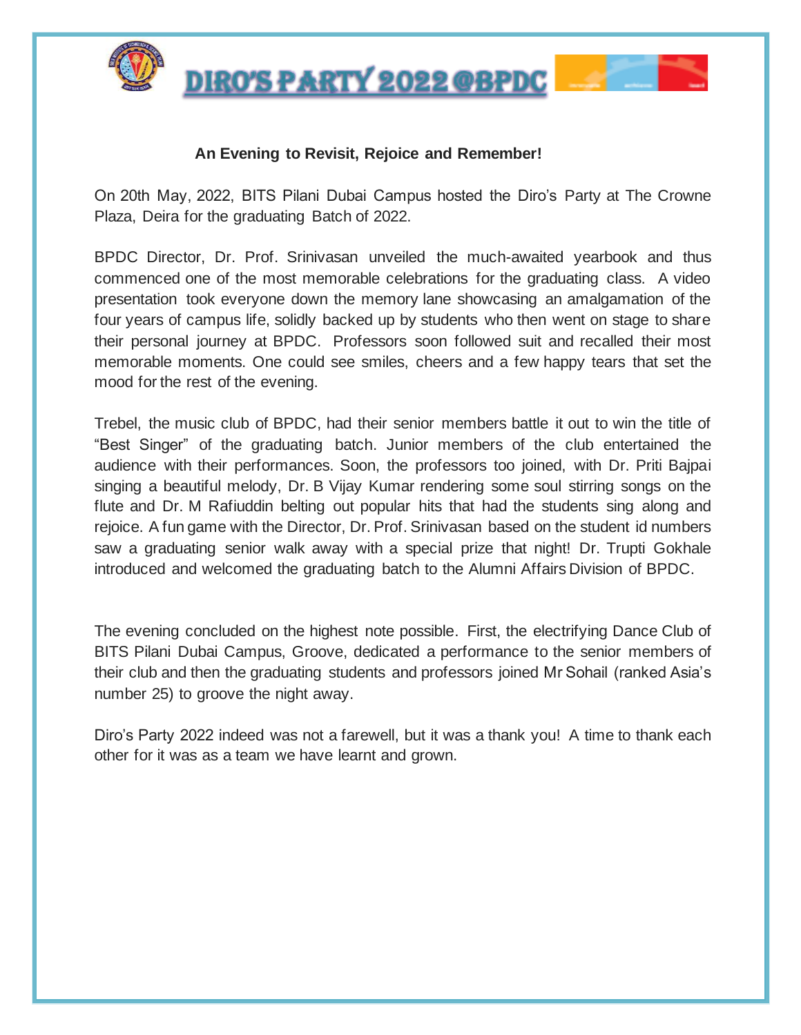# DIRO'S PARTY 2022 @BPDC

**An Evening to Revisit, Rejoice and Remember!**

On 20th May, 2022, BITS Pilani Dubai Campus hosted the Diro's Party at The Crowne Plaza, Deira for the graduating Batch of 2022.

BPDC Director, Dr. Prof. Srinivasan unveiled the much-awaited yearbook and thus commenced one of the most memorable celebrations for the graduating class. A video presentation took everyone down the memory lane showcasing an amalgamation of the four years of campus life, solidly backed up by students who then went on stage to share their personal journey at BPDC. Professors soon followed suit and recalled their most memorable moments. One could see smiles, cheers and a few happy tears that set the mood for the rest of the evening.

Trebel, the music club of BPDC, had their senior members battle it out to win the title of "Best Singer" of the graduating batch. Junior members of the club entertained the audience with their performances. Soon, the professors too joined, with Dr. Priti Bajpai singing a beautiful melody, Dr. B Vijay Kumar rendering some soul stirring songs on the flute and Dr. M Rafiuddin belting out popular hits that had the students sing along and rejoice. A fun game with the Director, Dr. Prof. Srinivasan based on the student id numbers saw a graduating senior walk away with a special prize that night! Dr. Trupti Gokhale introduced and welcomed the graduating batch to the Alumni Affairs Division of BPDC.

The evening concluded on the highest note possible. First, the electrifying Dance Club of BITS Pilani Dubai Campus, Groove, dedicated a performance to the senior members of their club and then the graduating students and professors joined Mr Sohail (ranked Asia's number 25) to groove the night away.

Diro's Party 2022 indeed was not a farewell, but it was a thank you! A time to thank each other for it was as a team we have learnt and grown.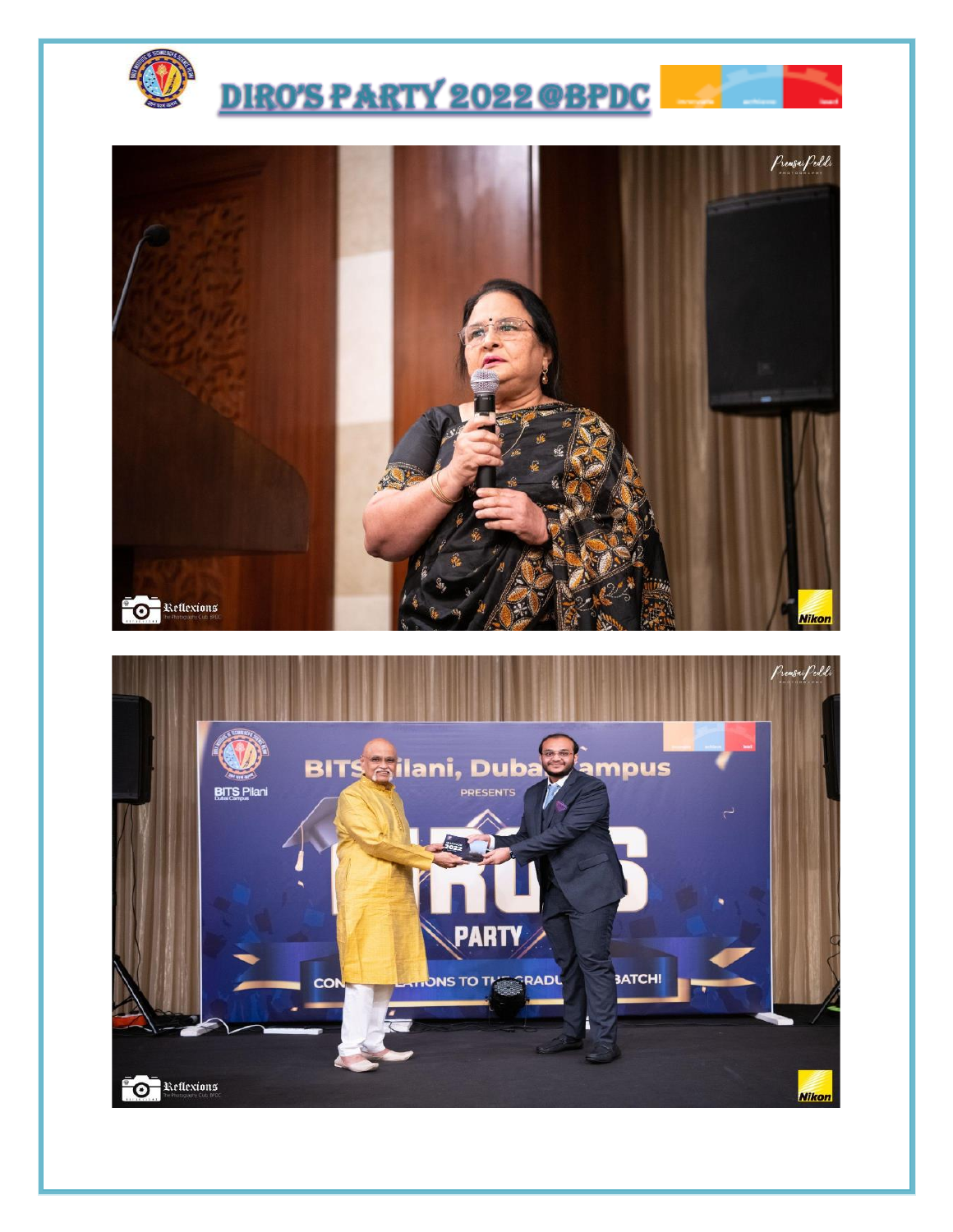# DIRO'S PARTY 2022 @BPDC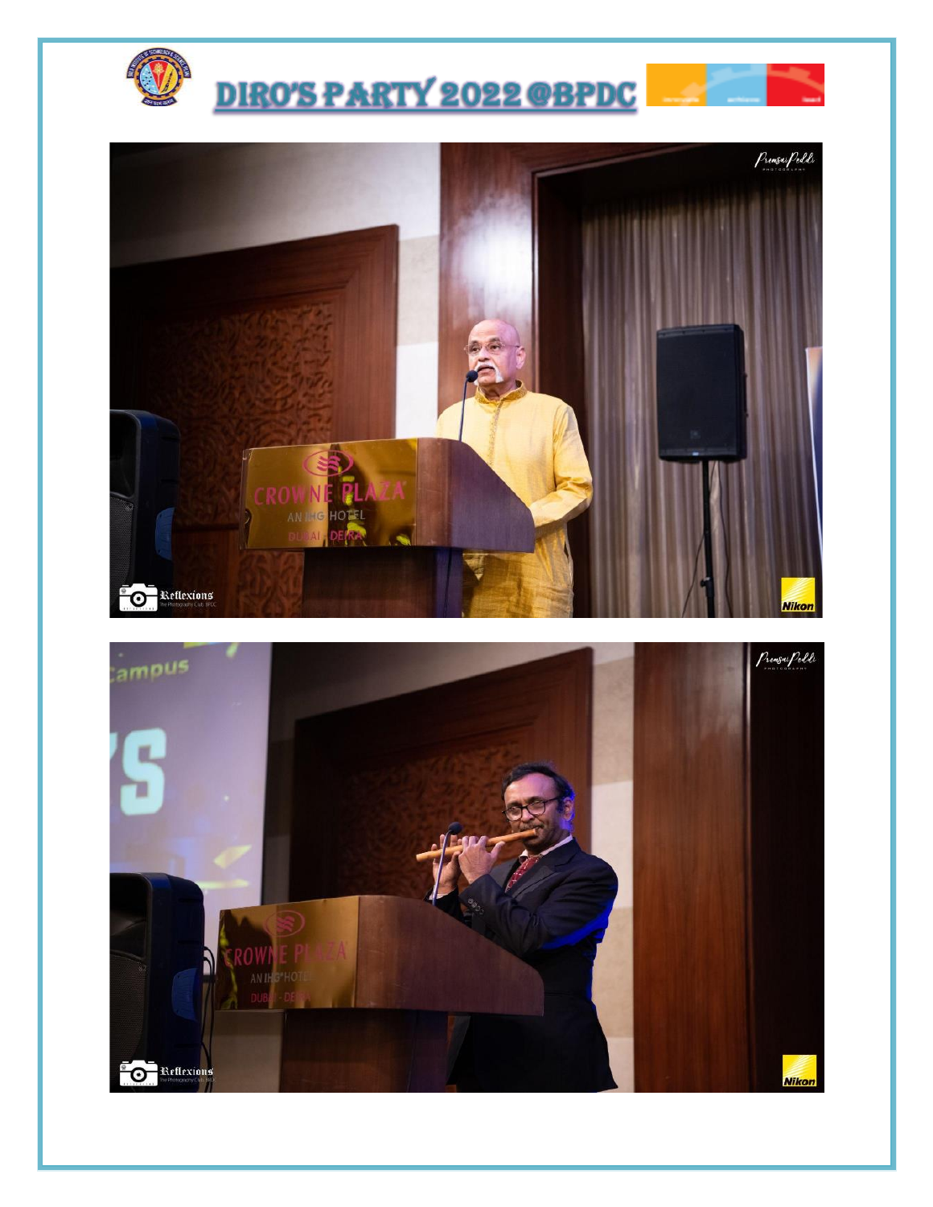# DIRO'S PARTY 2022 @BPDC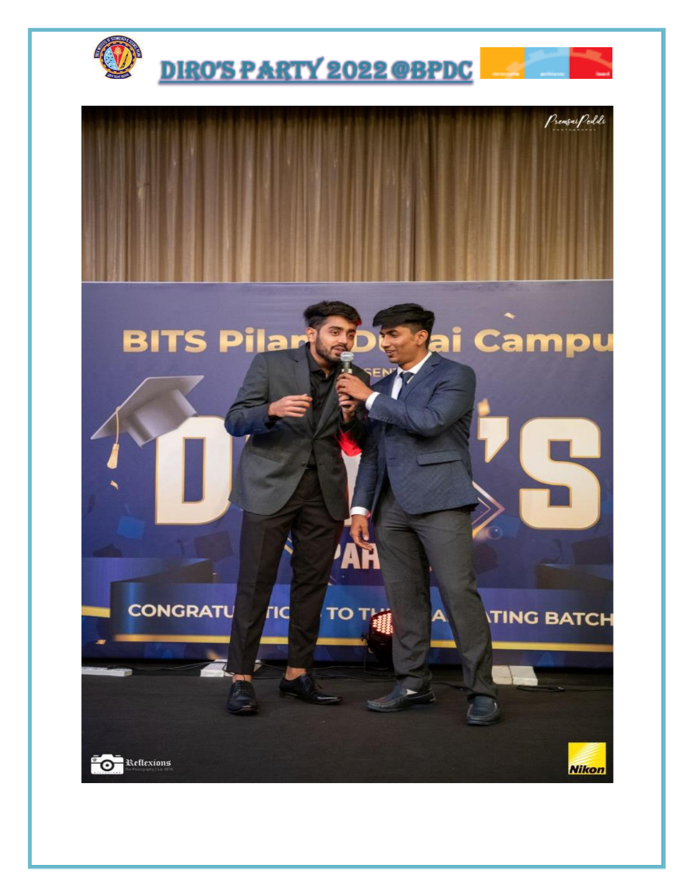# DIRO'S PARTY 2022 @BPDC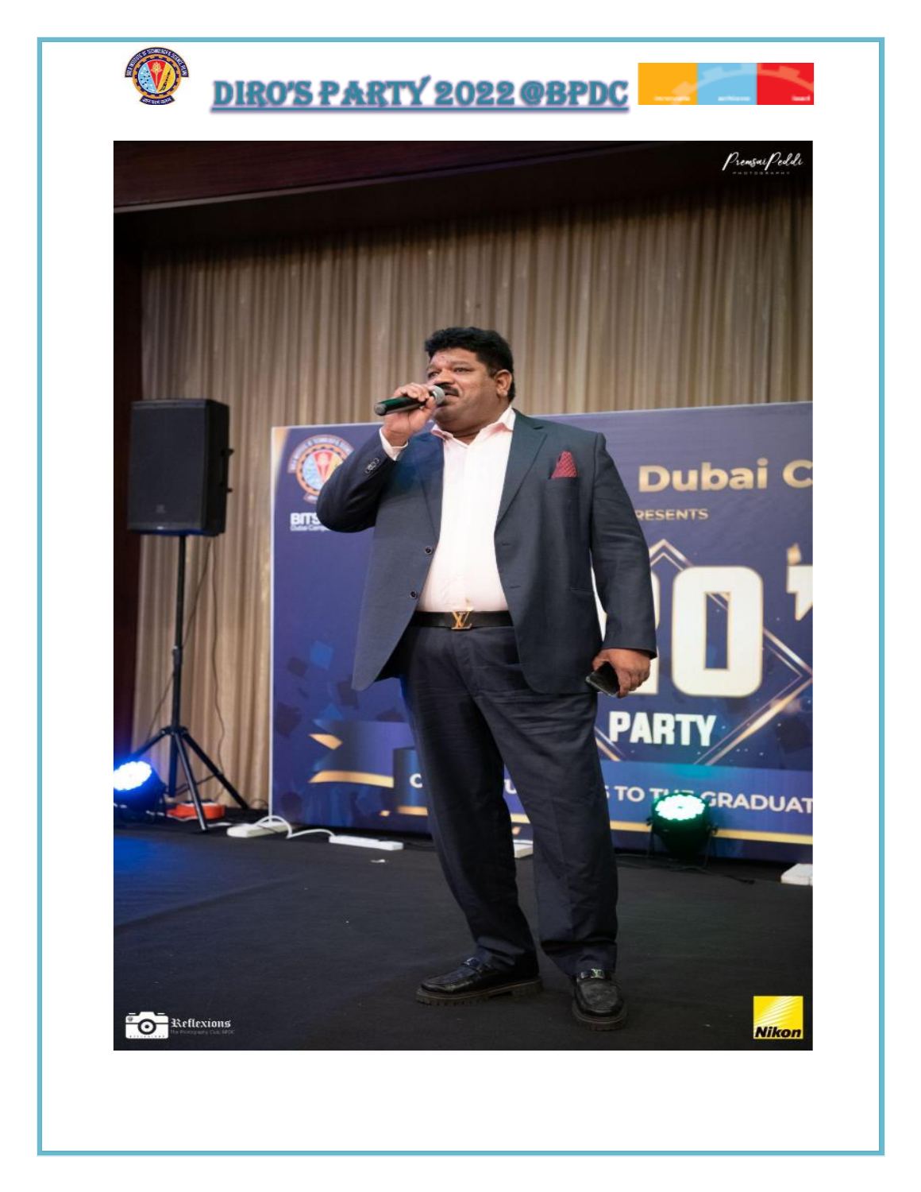# DIRO'S PARTY 2022 @BPDC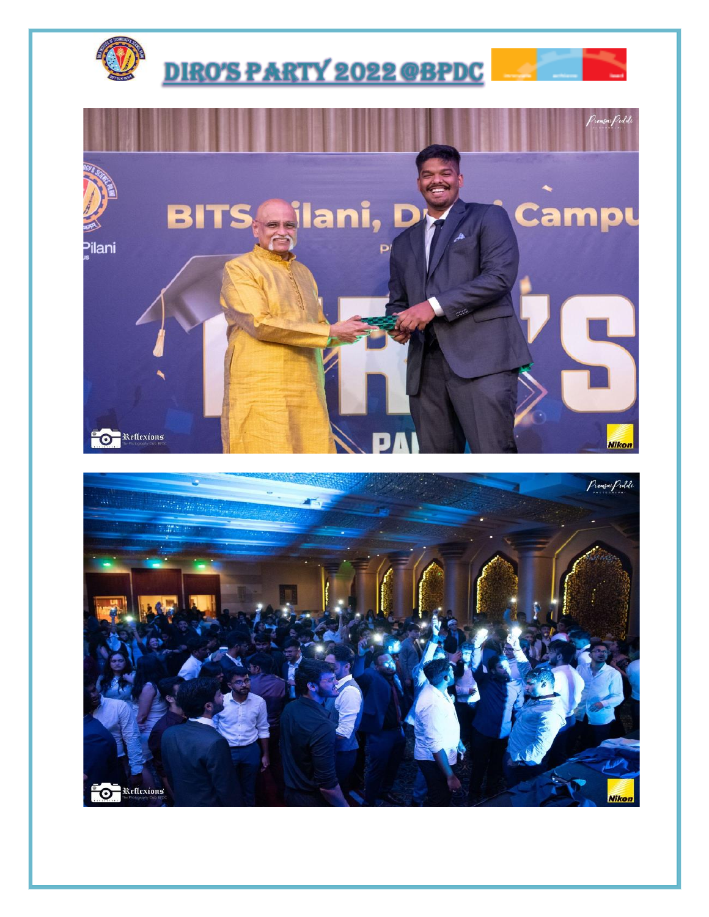# DIRO'S PARTY 2022 @BPDC